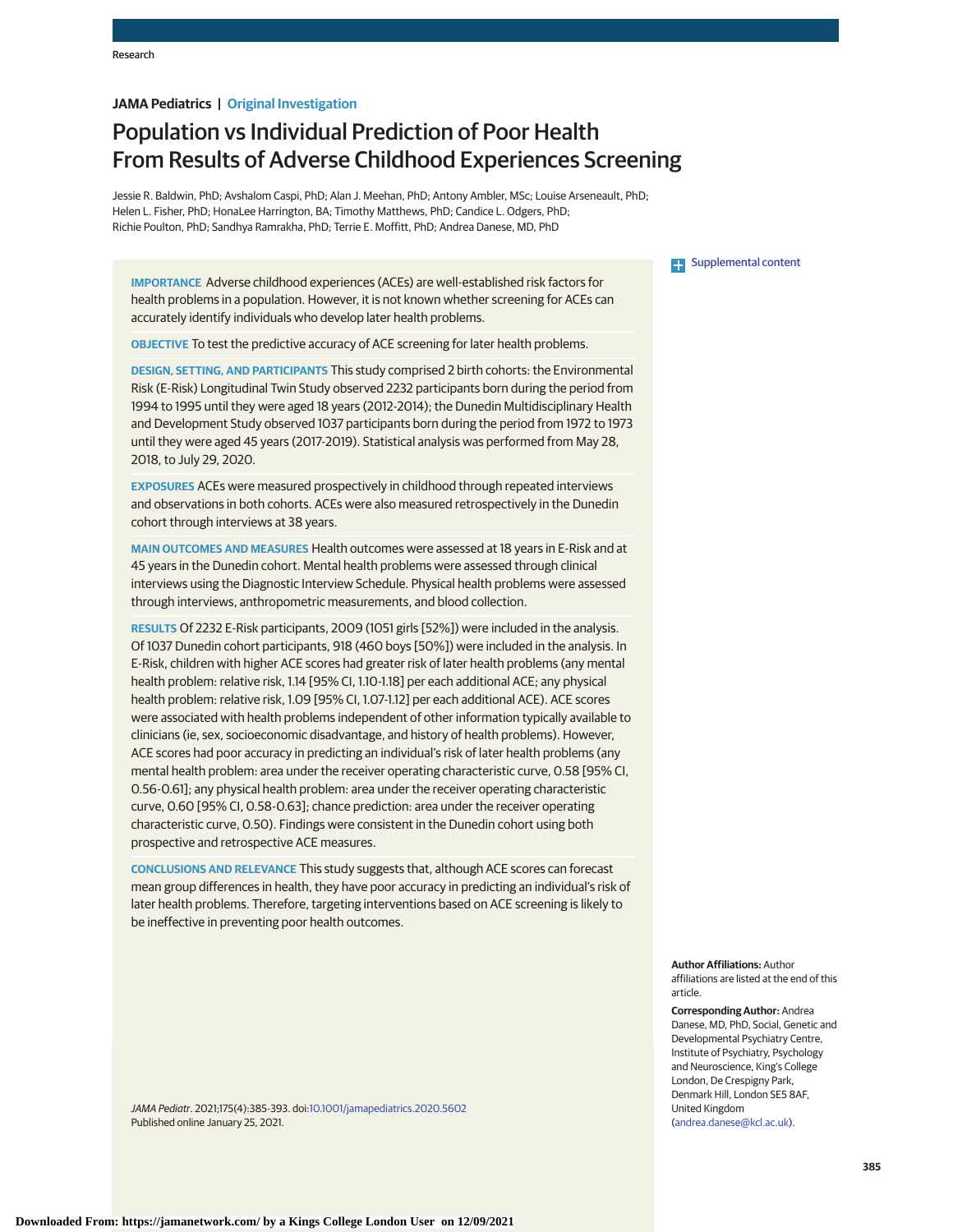JAMA Pediatrics | Original Investigation

# Population vs Individual Prediction of Poor Health From Results of Adverse Childhood Experiences Screening

Jessie R. Baldwin, PhD; Avshalom Caspi, PhD; Alan J. Meehan, PhD; Antony Ambler, MSc; Louise Arseneault, PhD; Helen L. Fisher, PhD; HonaLee Harrington, BA; Timothy Matthews, PhD; Candice L. Odgers, PhD; Richie Poulton, PhD; Sandhya Ramrakha, PhD; Terrie E. Moffitt, PhD; Andrea Danese, MD, PhD

Supplemental content

**IMPORTANCE** Adverse childhood experiences (ACEs) are well-established risk factors for health problems in a population. However, it is not known whether screening for ACEs can accurately identify individuals who develop later health problems.

**OBJECTIVE** To test the predictive accuracy of ACE screening for later health problems.

**DESIGN, SETTING, AND PARTICIPANTS** This study comprised 2 birth cohorts: the Environmental Risk (E-Risk) Longitudinal Twin Study observed 2232 participants born during the period from 1994 to 1995 until they were aged 18 years (2012-2014); the Dunedin Multidisciplinary Health and Development Study observed 1037 participants born during the period from 1972 to 1973 until they were aged 45 years (2017-2019). Statistical analysis was performed from May 28, 2018, to July 29, 2020.

**EXPOSURES** ACEs were measured prospectively in childhood through repeated interviews and observations in both cohorts. ACEs were also measured retrospectively in the Dunedin cohort through interviews at 38 years.

**MAIN OUTCOMES AND MEASURES** Health outcomes were assessed at 18 years in E-Risk and at 45 years in the Dunedin cohort. Mental health problems were assessed through clinical interviews using the Diagnostic Interview Schedule. Physical health problems were assessed through interviews, anthropometric measurements, and blood collection.

**RESULTS** Of 2232 E-Risk participants, 2009 (1051 girls [52%]) were included in the analysis. Of 1037 Dunedin cohort participants, 918 (460 boys [50%]) were included in the analysis. In E-Risk, children with higher ACE scores had greater risk of later health problems (any mental health problem: relative risk, 1.14 [95% CI, 1.10-1.18] per each additional ACE; any physical health problem: relative risk, 1.09 [95% CI, 1.07-1.12] per each additional ACE). ACE scores were associated with health problems independent of other information typically available to clinicians (ie, sex, socioeconomic disadvantage, and history of health problems). However, ACE scores had poor accuracy in predicting an individual's risk of later health problems (any mental health problem: area under the receiver operating characteristic curve, 0.58 [95% CI, 0.56-0.61]; any physical health problem: area under the receiver operating characteristic curve, 0.60 [95% CI, 0.58-0.63]; chance prediction: area under the receiver operating characteristic curve, 0.50). Findings were consistent in the Dunedin cohort using both prospective and retrospective ACE measures.

**CONCLUSIONS AND RELEVANCE** This study suggests that, although ACE scores can forecast mean group differences in health, they have poor accuracy in predicting an individual's risk of later health problems. Therefore, targeting interventions based on ACE screening is likely to be ineffective in preventing poor health outcomes.

*JAMA Pediatr*. 2021;175(4):385-393. doi:10.1001/jamapediatrics.2020.5602
Published online January 25, 2021.

**Author Affiliations:** Author affiliations are listed at the end of this article.

**Corresponding Author:** Andrea Danese, MD, PhD, Social, Genetic and Developmental Psychiatry Centre, Institute of Psychiatry, Psychology and Neuroscience, King's College London, De Crespigny Park, Denmark Hill, London SE5 8AF, United Kingdom (andrea.danese@kcl.ac.uk).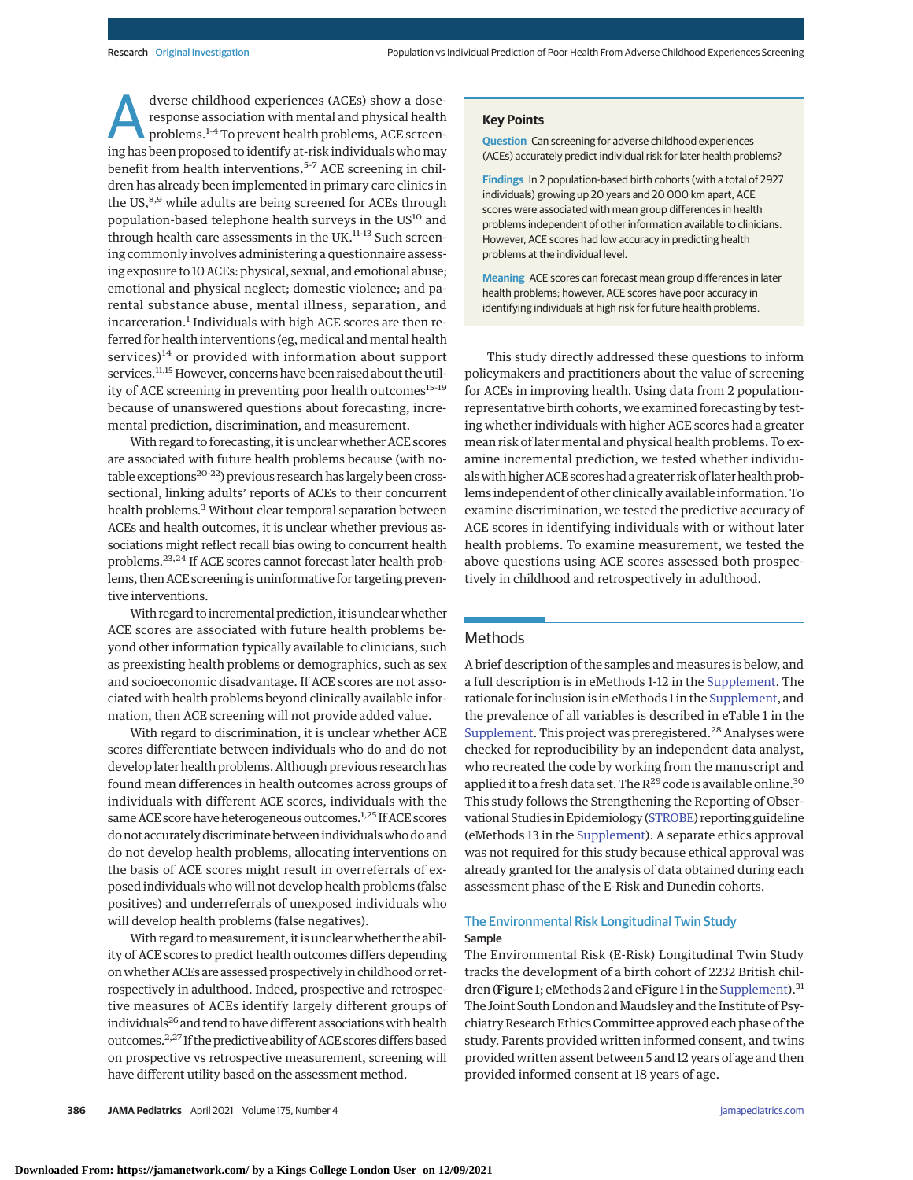Adverse childhood experiences (ACEs) show a dose-response association with mental and physical health problems.[1-4] To prevent health problems, ACE screening has been proposed to identify at-risk individuals who may benefit from health interventions.[5-7] ACE screening in children has already been implemented in primary care clinics in the US,[8,9] while adults are being screened for ACEs through population-based telephone health surveys in the US[10] and through health care assessments in the UK.[11-13] Such screening commonly involves administering a questionnaire assessing exposure to 10 ACEs: physical, sexual, and emotional abuse; emotional and physical neglect; domestic violence; and parental substance abuse, mental illness, separation, and incarceration.[1] Individuals with high ACE scores are then referred for health interventions (eg, medical and mental health services)[14] or provided with information about support services.[11,15] However, concerns have been raised about the utility of ACE screening in preventing poor health outcomes[15-19] because of unanswered questions about forecasting, incremental prediction, discrimination, and measurement.

With regard to forecasting, it is unclear whether ACE scores are associated with future health problems because (with notable exceptions[20-22]) previous research has largely been cross-sectional, linking adults' reports of ACEs to their concurrent health problems.[3] Without clear temporal separation between ACEs and health outcomes, it is unclear whether previous associations might reflect recall bias owing to concurrent health problems.[23,24] If ACE scores cannot forecast later health problems, then ACE screening is uninformative for targeting preventive interventions.

With regard to incremental prediction, it is unclear whether ACE scores are associated with future health problems beyond other information typically available to clinicians, such as preexisting health problems or demographics, such as sex and socioeconomic disadvantage. If ACE scores are not associated with health problems beyond clinically available information, then ACE screening will not provide added value.

With regard to discrimination, it is unclear whether ACE scores differentiate between individuals who do and do not develop later health problems. Although previous research has found mean differences in health outcomes across groups of individuals with different ACE scores, individuals with the same ACE score have heterogeneous outcomes.[1,25] If ACE scores do not accurately discriminate between individuals who do and do not develop health problems, allocating interventions on the basis of ACE scores might result in overreferrals of exposed individuals who will not develop health problems (false positives) and underreferrals of unexposed individuals who will develop health problems (false negatives).

With regard to measurement, it is unclear whether the ability of ACE scores to predict health outcomes differs depending on whether ACEs are assessed prospectively in childhood or retrospectively in adulthood. Indeed, prospective and retrospective measures of ACEs identify largely different groups of individuals[26] and tend to have different associations with health outcomes.[2,27] If the predictive ability of ACE scores differs based on prospective vs retrospective measurement, screening will have different utility based on the assessment method.

> **Key Points**
>
> **Question** Can screening for adverse childhood experiences (ACEs) accurately predict individual risk for later health problems?
>
> **Findings** In 2 population-based birth cohorts (with a total of 2927 individuals) growing up 20 years and 20 000 km apart, ACE scores were associated with mean group differences in health problems independent of other information available to clinicians. However, ACE scores had low accuracy in predicting health problems at the individual level.
>
> **Meaning** ACE scores can forecast mean group differences in later health problems; however, ACE scores have poor accuracy in identifying individuals at high risk for future health problems.

This study directly addressed these questions to inform policymakers and practitioners about the value of screening for ACEs in improving health. Using data from 2 population-representative birth cohorts, we examined forecasting by testing whether individuals with higher ACE scores had a greater mean risk of later mental and physical health problems. To examine incremental prediction, we tested whether individuals with higher ACE scores had a greater risk of later health problems independent of other clinically available information. To examine discrimination, we tested the predictive accuracy of ACE scores in identifying individuals with or without later health problems. To examine measurement, we tested the above questions using ACE scores assessed both prospectively in childhood and retrospectively in adulthood.

## Methods

A brief description of the samples and measures is below, and a full description is in eMethods 1-12 in the Supplement. The rationale for inclusion is in eMethods 1 in the Supplement, and the prevalence of all variables is described in eTable 1 in the Supplement. This project was preregistered.[28] Analyses were checked for reproducibility by an independent data analyst, who recreated the code by working from the manuscript and applied it to a fresh data set. The R[29] code is available online.[30] This study follows the Strengthening the Reporting of Observational Studies in Epidemiology (STROBE) reporting guideline (eMethods 13 in the Supplement). A separate ethics approval was not required for this study because ethical approval was already granted for the analysis of data obtained during each assessment phase of the E-Risk and Dunedin cohorts.

### The Environmental Risk Longitudinal Twin Study

#### Sample

The Environmental Risk (E-Risk) Longitudinal Twin Study tracks the development of a birth cohort of 2232 British children (**Figure 1**; eMethods 2 and eFigure 1 in the Supplement).[31] The Joint South London and Maudsley and the Institute of Psychiatry Research Ethics Committee approved each phase of the study. Parents provided written informed consent, and twins provided written assent between 5 and 12 years of age and then provided informed consent at 18 years of age.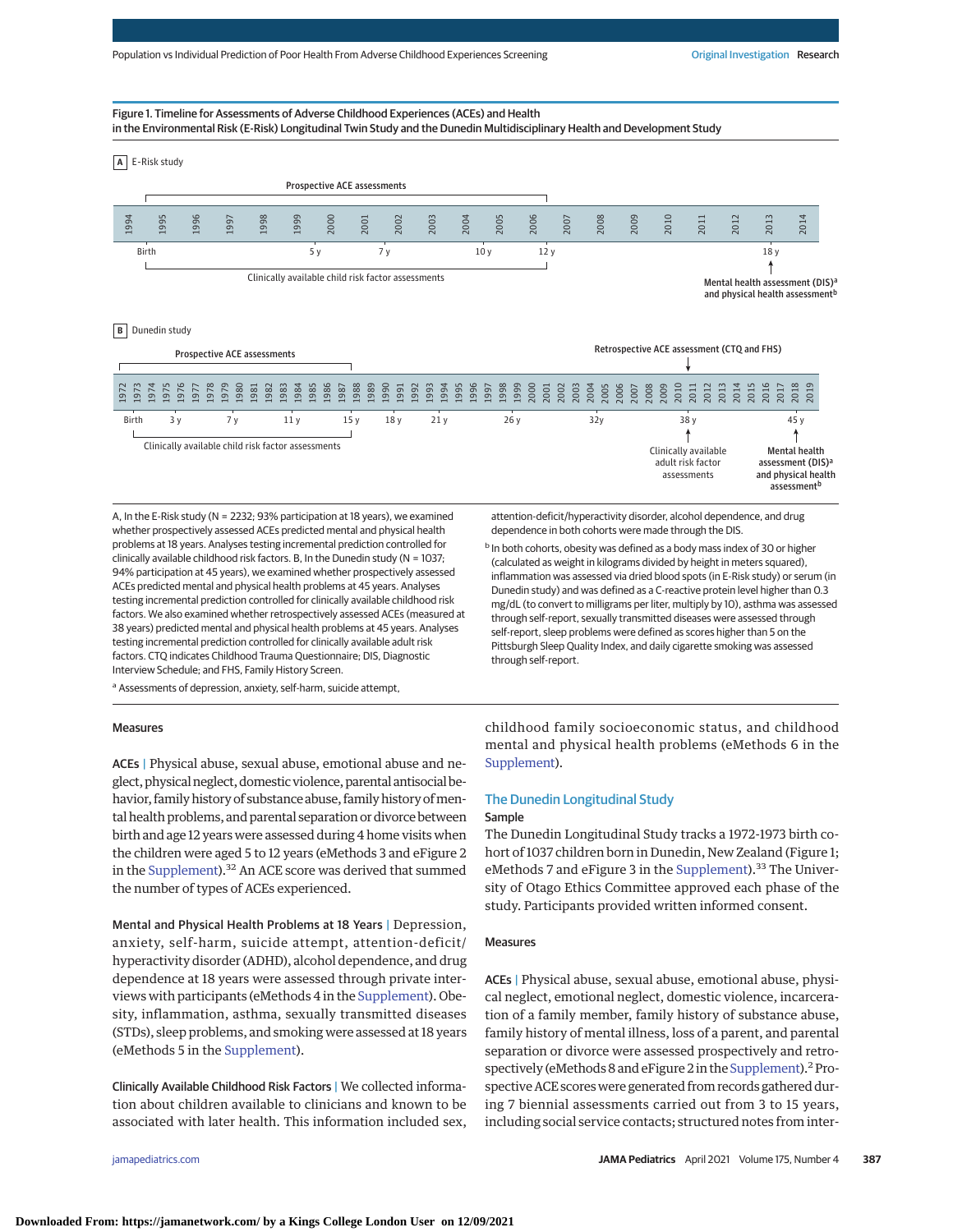Figure 1. Timeline for Assessments of Adverse Childhood Experiences (ACEs) and Health in the Environmental Risk (E-Risk) Longitudinal Twin Study and the Dunedin Multidisciplinary Health and Development Study

A E-Risk study

Prospective ACE assessments

1994 1995 1996 1997 1998 1999 2000 2001 2002 2003 2004 2005 2006 2007 2008 2009 2010 2011 2012 2013 2014

Birth 5 y 7 y 10 y 12 y 18 y

Clinically available child risk factor assessments

Mental health assessment (DIS)[a] and physical health assessment[b]

B Dunedin study

Prospective ACE assessments

Retrospective ACE assessment (CTQ and FHS)

1972 1973 1974 1975 1976 1977 1978 1979 1980 1981 1982 1983 1984 1985 1986 1987 1988 1989 1990 1991 1992 1993 1994 1995 1996 1997 1998 1999 2000 2001 2002 2003 2004 2005 2006 2007 2008 2009 2010 2011 2012 2013 2014 2015 2016 2017 2018 2019

Birth 3 y 7 y 11 y 15 y 18 y 21 y 26 y 32y 38 y 45 y

Clinically available child risk factor assessments

Clinically available adult risk factor assessments

Mental health assessment (DIS)[a] and physical health assessment[b]

A, In the E-Risk study (N = 2232; 93% participation at 18 years), we examined whether prospectively assessed ACEs predicted mental and physical health problems at 18 years. Analyses testing incremental prediction controlled for clinically available childhood risk factors. B, In the Dunedin study (N = 1037; 94% participation at 45 years), we examined whether prospectively assessed ACEs predicted mental and physical health problems at 45 years. Analyses testing incremental prediction controlled for clinically available childhood risk factors. We also examined whether retrospectively assessed ACEs (measured at 38 years) predicted mental and physical health problems at 45 years. Analyses testing incremental prediction controlled for clinically available adult risk factors. CTQ indicates Childhood Trauma Questionnaire; DIS, Diagnostic Interview Schedule; and FHS, Family History Screen.

[a] Assessments of depression, anxiety, self-harm, suicide attempt, attention-deficit/hyperactivity disorder, alcohol dependence, and drug dependence in both cohorts were made through the DIS.

[b] In both cohorts, obesity was defined as a body mass index of 30 or higher (calculated as weight in kilograms divided by height in meters squared), inflammation was assessed via dried blood spots (in E-Risk study) or serum (in Dunedin study) and was defined as a C-reactive protein level higher than 0.3 mg/dL (to convert to milligrams per liter, multiply by 10), asthma was assessed through self-report, sexually transmitted diseases were assessed through self-report, sleep problems were defined as scores higher than 5 on the Pittsburgh Sleep Quality Index, and daily cigarette smoking was assessed through self-report.

### Measures

**ACEs** | Physical abuse, sexual abuse, emotional abuse and neglect, physical neglect, domestic violence, parental antisocial behavior, family history of substance abuse, family history of mental health problems, and parental separation or divorce between birth and age 12 years were assessed during 4 home visits when the children were aged 5 to 12 years (eMethods 3 and eFigure 2 in the Supplement).[32] An ACE score was derived that summed the number of types of ACEs experienced.

**Mental and Physical Health Problems at 18 Years** | Depression, anxiety, self-harm, suicide attempt, attention-deficit/hyperactivity disorder (ADHD), alcohol dependence, and drug dependence at 18 years were assessed through private interviews with participants (eMethods 4 in the Supplement). Obesity, inflammation, asthma, sexually transmitted diseases (STDs), sleep problems, and smoking were assessed at 18 years (eMethods 5 in the Supplement).

**Clinically Available Childhood Risk Factors** | We collected information about children available to clinicians and known to be associated with later health. This information included sex, childhood family socioeconomic status, and childhood mental and physical health problems (eMethods 6 in the Supplement).

## The Dunedin Longitudinal Study

### Sample

The Dunedin Longitudinal Study tracks a 1972-1973 birth cohort of 1037 children born in Dunedin, New Zealand (Figure 1; eMethods 7 and eFigure 3 in the Supplement).[33] The University of Otago Ethics Committee approved each phase of the study. Participants provided written informed consent.

### Measures

**ACEs** | Physical abuse, sexual abuse, emotional abuse, physical neglect, emotional neglect, domestic violence, incarceration of a family member, family history of substance abuse, family history of mental illness, loss of a parent, and parental separation or divorce were assessed prospectively and retrospectively (eMethods 8 and eFigure 2 in the Supplement).[2] Prospective ACE scores were generated from records gathered during 7 biennial assessments carried out from 3 to 15 years, including social service contacts; structured notes from inter-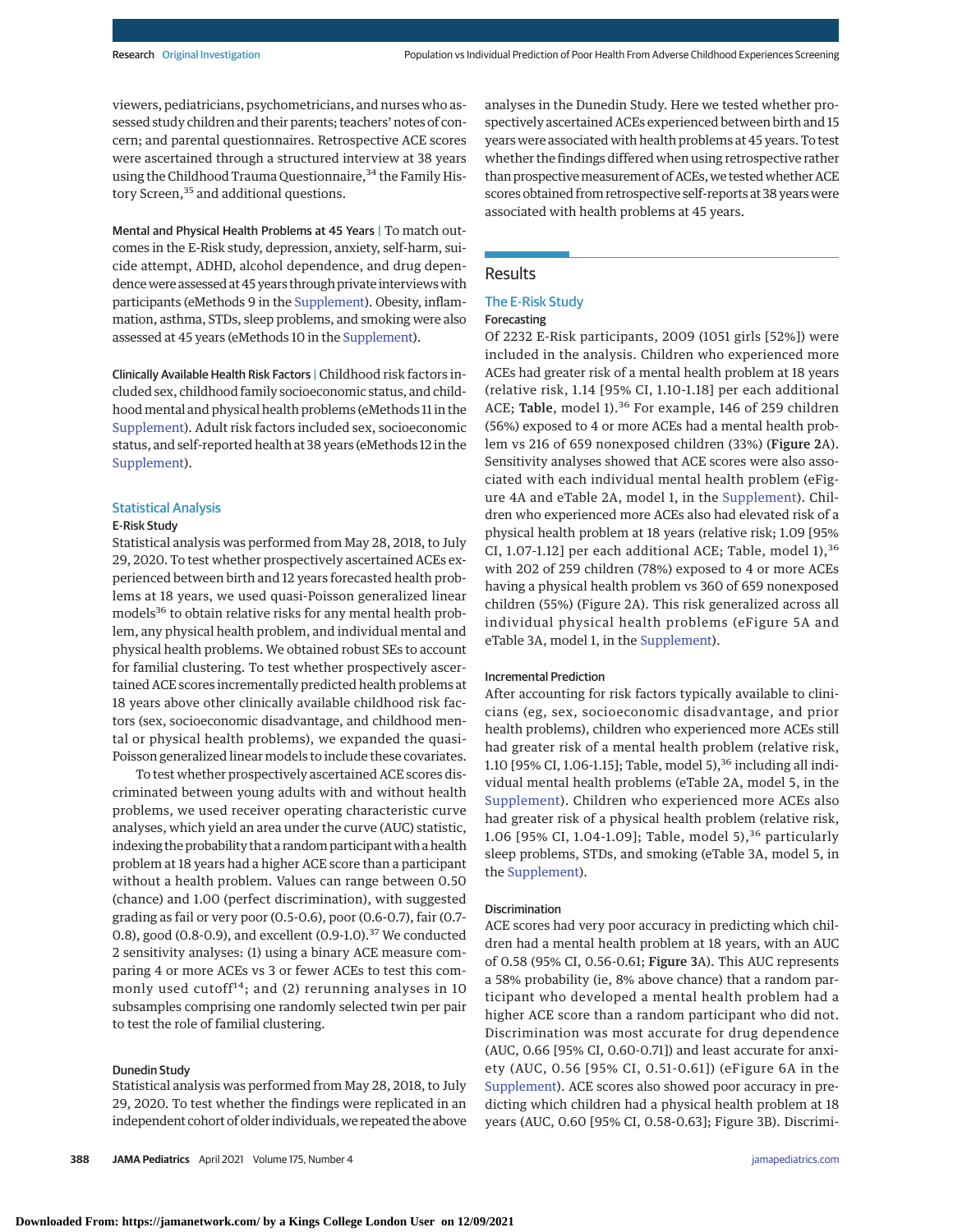viewers, pediatricians, psychometricians, and nurses who assessed study children and their parents; teachers' notes of concern; and parental questionnaires. Retrospective ACE scores were ascertained through a structured interview at 38 years using the Childhood Trauma Questionnaire,[34] the Family History Screen,[35] and additional questions.

**Mental and Physical Health Problems at 45 Years |** To match outcomes in the E-Risk study, depression, anxiety, self-harm, suicide attempt, ADHD, alcohol dependence, and drug dependence were assessed at 45 years through private interviews with participants (eMethods 9 in the Supplement). Obesity, inflammation, asthma, STDs, sleep problems, and smoking were also assessed at 45 years (eMethods 10 in the Supplement).

**Clinically Available Health Risk Factors |** Childhood risk factors included sex, childhood family socioeconomic status, and childhood mental and physical health problems (eMethods 11 in the Supplement). Adult risk factors included sex, socioeconomic status, and self-reported health at 38 years (eMethods 12 in the Supplement).

## Statistical Analysis

### E-Risk Study

Statistical analysis was performed from May 28, 2018, to July 29, 2020. To test whether prospectively ascertained ACEs experienced between birth and 12 years forecasted health problems at 18 years, we used quasi-Poisson generalized linear models[36] to obtain relative risks for any mental health problem, any physical health problem, and individual mental and physical health problems. We obtained robust SEs to account for familial clustering. To test whether prospectively ascertained ACE scores incrementally predicted health problems at 18 years above other clinically available childhood risk factors (sex, socioeconomic disadvantage, and childhood mental or physical health problems), we expanded the quasi-Poisson generalized linear models to include these covariates.

To test whether prospectively ascertained ACE scores discriminated between young adults with and without health problems, we used receiver operating characteristic curve analyses, which yield an area under the curve (AUC) statistic, indexing the probability that a random participant with a health problem at 18 years had a higher ACE score than a participant without a health problem. Values can range between 0.50 (chance) and 1.00 (perfect discrimination), with suggested grading as fail or very poor (0.5-0.6), poor (0.6-0.7), fair (0.7-0.8), good (0.8-0.9), and excellent (0.9-1.0).[37] We conducted 2 sensitivity analyses: (1) using a binary ACE measure comparing 4 or more ACEs vs 3 or fewer ACEs to test this commonly used cutoff[14]; and (2) rerunning analyses in 10 subsamples comprising one randomly selected twin per pair to test the role of familial clustering.

### Dunedin Study

Statistical analysis was performed from May 28, 2018, to July 29, 2020. To test whether the findings were replicated in an independent cohort of older individuals, we repeated the above analyses in the Dunedin Study. Here we tested whether prospectively ascertained ACEs experienced between birth and 15 years were associated with health problems at 45 years. To test whether the findings differed when using retrospective rather than prospective measurement of ACEs, we tested whether ACE scores obtained from retrospective self-reports at 38 years were associated with health problems at 45 years.

# Results

## The E-Risk Study

### Forecasting

Of 2232 E-Risk participants, 2009 (1051 girls [52%]) were included in the analysis. Children who experienced more ACEs had greater risk of a mental health problem at 18 years (relative risk, 1.14 [95% CI, 1.10-1.18] per each additional ACE; **Table**, model 1).[36] For example, 146 of 259 children (56%) exposed to 4 or more ACEs had a mental health problem vs 216 of 659 nonexposed children (33%) (**Figure 2**A). Sensitivity analyses showed that ACE scores were also associated with each individual mental health problem (eFigure 4A and eTable 2A, model 1, in the Supplement). Children who experienced more ACEs also had elevated risk of a physical health problem at 18 years (relative risk; 1.09 [95% CI, 1.07-1.12] per each additional ACE; Table, model 1),[36] with 202 of 259 children (78%) exposed to 4 or more ACEs having a physical health problem vs 360 of 659 nonexposed children (55%) (Figure 2A). This risk generalized across all individual physical health problems (eFigure 5A and eTable 3A, model 1, in the Supplement).

### Incremental Prediction

After accounting for risk factors typically available to clinicians (eg, sex, socioeconomic disadvantage, and prior health problems), children who experienced more ACEs still had greater risk of a mental health problem (relative risk, 1.10 [95% CI, 1.06-1.15]; Table, model 5),[36] including all individual mental health problems (eTable 2A, model 5, in the Supplement). Children who experienced more ACEs also had greater risk of a physical health problem (relative risk, 1.06 [95% CI, 1.04-1.09]; Table, model 5),[36] particularly sleep problems, STDs, and smoking (eTable 3A, model 5, in the Supplement).

### Discrimination

ACE scores had very poor accuracy in predicting which children had a mental health problem at 18 years, with an AUC of 0.58 (95% CI, 0.56-0.61; **Figure 3**A). This AUC represents a 58% probability (ie, 8% above chance) that a random participant who developed a mental health problem had a higher ACE score than a random participant who did not. Discrimination was most accurate for drug dependence (AUC, 0.66 [95% CI, 0.60-0.71]) and least accurate for anxiety (AUC, 0.56 [95% CI, 0.51-0.61]) (eFigure 6A in the Supplement). ACE scores also showed poor accuracy in predicting which children had a physical health problem at 18 years (AUC, 0.60 [95% CI, 0.58-0.63]; Figure 3B). Discrimi-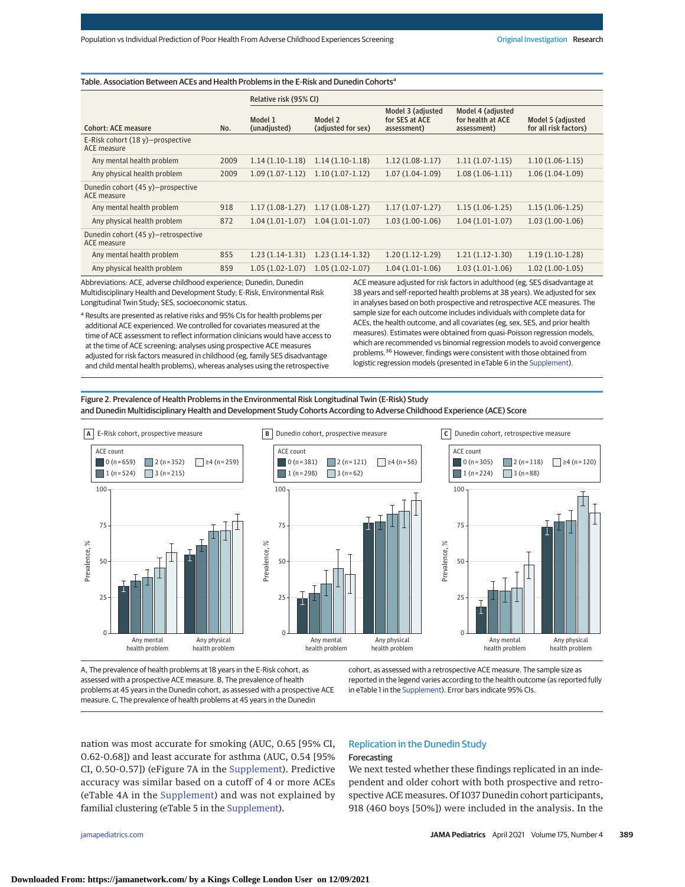Table. Association Between ACEs and Health Problems in the E-Risk and Dunedin Cohorts[a]

| Cohort: ACE measure | No. | Relative risk (95% CI) | | | | |
|---|---|---|---|---|---|---|
| | | Model 1 (unadjusted) | Model 2 (adjusted for sex) | Model 3 (adjusted for SES at ACE assessment) | Model 4 (adjusted for health at ACE assessment) | Model 5 (adjusted for all risk factors) |
| **E-Risk cohort (18 y)—prospective ACE measure** | | | | | | |
| Any mental health problem | 2009 | 1.14 (1.10-1.18) | 1.14 (1.10-1.18) | 1.12 (1.08-1.17) | 1.11 (1.07-1.15) | 1.10 (1.06-1.15) |
| Any physical health problem | 2009 | 1.09 (1.07-1.12) | 1.10 (1.07-1.12) | 1.07 (1.04-1.09) | 1.08 (1.06-1.11) | 1.06 (1.04-1.09) |
| **Dunedin cohort (45 y)—prospective ACE measure** | | | | | | |
| Any mental health problem | 918 | 1.17 (1.08-1.27) | 1.17 (1.08-1.27) | 1.17 (1.07-1.27) | 1.15 (1.06-1.25) | 1.15 (1.06-1.25) |
| Any physical health problem | 872 | 1.04 (1.01-1.07) | 1.04 (1.01-1.07) | 1.03 (1.00-1.06) | 1.04 (1.01-1.07) | 1.03 (1.00-1.06) |
| **Dunedin cohort (45 y)—retrospective ACE measure** | | | | | | |
| Any mental health problem | 855 | 1.23 (1.14-1.31) | 1.23 (1.14-1.32) | 1.20 (1.12-1.29) | 1.21 (1.12-1.30) | 1.19 (1.10-1.28) |
| Any physical health problem | 859 | 1.05 (1.02-1.07) | 1.05 (1.02-1.07) | 1.04 (1.01-1.06) | 1.03 (1.01-1.06) | 1.02 (1.00-1.05) |

Abbreviations: ACE, adverse childhood experience; Dunedin, Dunedin Multidisciplinary Health and Development Study; E-Risk, Environmental Risk Longitudinal Twin Study; SES, socioeconomic status.

[a] Results are presented as relative risks and 95% CIs for health problems per additional ACE experienced. We controlled for covariates measured at the time of ACE assessment to reflect information clinicians would have access to at the time of ACE screening; analyses using prospective ACE measures adjusted for risk factors measured in childhood (eg, family SES disadvantage and child mental health problems), whereas analyses using the retrospective ACE measure adjusted for risk factors in adulthood (eg, SES disadvantage at 38 years and self-reported health problems at 38 years). We adjusted for sex in analyses based on both prospective and retrospective ACE measures. The sample size for each outcome includes individuals with complete data for ACEs, the health outcome, and all covariates (eg, sex, SES, and prior health measures). Estimates were obtained from quasi-Poisson regression models, which are recommended vs binomial regression models to avoid convergence problems.[36] However, findings were consistent with those obtained from logistic regression models (presented in eTable 6 in the Supplement).

Figure 2. Prevalence of Health Problems in the Environmental Risk Longitudinal Twin (E-Risk) Study and Dunedin Multidisciplinary Health and Development Study Cohorts According to Adverse Childhood Experience (ACE) Score

A, The prevalence of health problems at 18 years in the E-Risk cohort, as assessed with a prospective ACE measure. B, The prevalence of health problems at 45 years in the Dunedin cohort, as assessed with a prospective ACE measure. C, The prevalence of health problems at 45 years in the Dunedin cohort, as assessed with a retrospective ACE measure. The sample size as reported in the legend varies according to the health outcome (as reported fully in eTable 1 in the Supplement). Error bars indicate 95% CIs.

nation was most accurate for smoking (AUC, 0.65 [95% CI, 0.62-0.68]) and least accurate for asthma (AUC, 0.54 [95% CI, 0.50-0.57]) (eFigure 7A in the Supplement). Predictive accuracy was similar based on a cutoff of 4 or more ACEs (eTable 4A in the Supplement) and was not explained by familial clustering (eTable 5 in the Supplement).

## Replication in the Dunedin Study

### Forecasting

We next tested whether these findings replicated in an independent and older cohort with both prospective and retrospective ACE measures. Of 1037 Dunedin cohort participants, 918 (460 boys [50%]) were included in the analysis. In the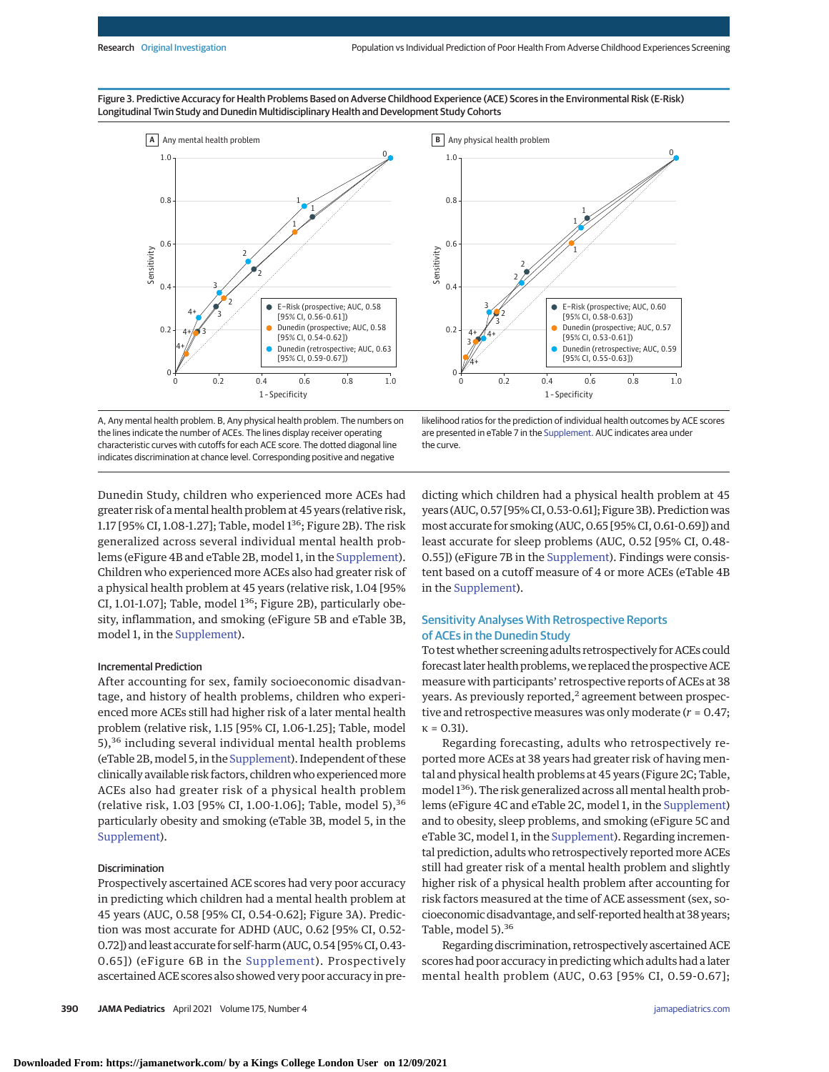Figure 3. Predictive Accuracy for Health Problems Based on Adverse Childhood Experience (ACE) Scores in the Environmental Risk (E-Risk) Longitudinal Twin Study and Dunedin Multidisciplinary Health and Development Study Cohorts

A, Any mental health problem. B, Any physical health problem. The numbers on the lines indicate the number of ACEs. The lines display receiver operating characteristic curves with cutoffs for each ACE score. The dotted diagonal line indicates discrimination at chance level. Corresponding positive and negative likelihood ratios for the prediction of individual health outcomes by ACE scores are presented in eTable 7 in the Supplement. AUC indicates area under the curve.

Dunedin Study, children who experienced more ACEs had greater risk of a mental health problem at 45 years (relative risk, 1.17 [95% CI, 1.08-1.27]; Table, model 1[36]; Figure 2B). The risk generalized across several individual mental health problems (eFigure 4B and eTable 2B, model 1, in the Supplement). Children who experienced more ACEs also had greater risk of a physical health problem at 45 years (relative risk, 1.04 [95% CI, 1.01-1.07]; Table, model 1[36]; Figure 2B), particularly obesity, inflammation, and smoking (eFigure 5B and eTable 3B, model 1, in the Supplement).

### Incremental Prediction

After accounting for sex, family socioeconomic disadvantage, and history of health problems, children who experienced more ACEs still had higher risk of a later mental health problem (relative risk, 1.15 [95% CI, 1.06-1.25]; Table, model 5),[36] including several individual mental health problems (eTable 2B, model 5, in the Supplement). Independent of these clinically available risk factors, children who experienced more ACEs also had greater risk of a physical health problem (relative risk, 1.03 [95% CI, 1.00-1.06]; Table, model 5),[36] particularly obesity and smoking (eTable 3B, model 5, in the Supplement).

### Discrimination

Prospectively ascertained ACE scores had very poor accuracy in predicting which children had a mental health problem at 45 years (AUC, 0.58 [95% CI, 0.54-0.62]; Figure 3A). Prediction was most accurate for ADHD (AUC, 0.62 [95% CI, 0.52-0.72]) and least accurate for self-harm (AUC, 0.54 [95% CI, 0.43-0.65]) (eFigure 6B in the Supplement). Prospectively ascertained ACE scores also showed very poor accuracy in predicting which children had a physical health problem at 45 years (AUC, 0.57 [95% CI, 0.53-0.61]; Figure 3B). Prediction was most accurate for smoking (AUC, 0.65 [95% CI, 0.61-0.69]) and least accurate for sleep problems (AUC, 0.52 [95% CI, 0.48-0.55]) (eFigure 7B in the Supplement). Findings were consistent based on a cutoff measure of 4 or more ACEs (eTable 4B in the Supplement).

## Sensitivity Analyses With Retrospective Reports of ACEs in the Dunedin Study

To test whether screening adults retrospectively for ACEs could forecast later health problems, we replaced the prospective ACE measure with participants' retrospective reports of ACEs at 38 years. As previously reported,[2] agreement between prospective and retrospective measures was only moderate ($r$ = 0.47; κ = 0.31).

Regarding forecasting, adults who retrospectively reported more ACEs at 38 years had greater risk of having mental and physical health problems at 45 years (Figure 2C; Table, model 1[36]). The risk generalized across all mental health problems (eFigure 4C and eTable 2C, model 1, in the Supplement) and to obesity, sleep problems, and smoking (eFigure 5C and eTable 3C, model 1, in the Supplement). Regarding incremental prediction, adults who retrospectively reported more ACEs still had greater risk of a mental health problem and slightly higher risk of a physical health problem after accounting for risk factors measured at the time of ACE assessment (sex, socioeconomic disadvantage, and self-reported health at 38 years; Table, model 5).[36]

Regarding discrimination, retrospectively ascertained ACE scores had poor accuracy in predicting which adults had a later mental health problem (AUC, 0.63 [95% CI, 0.59-0.67];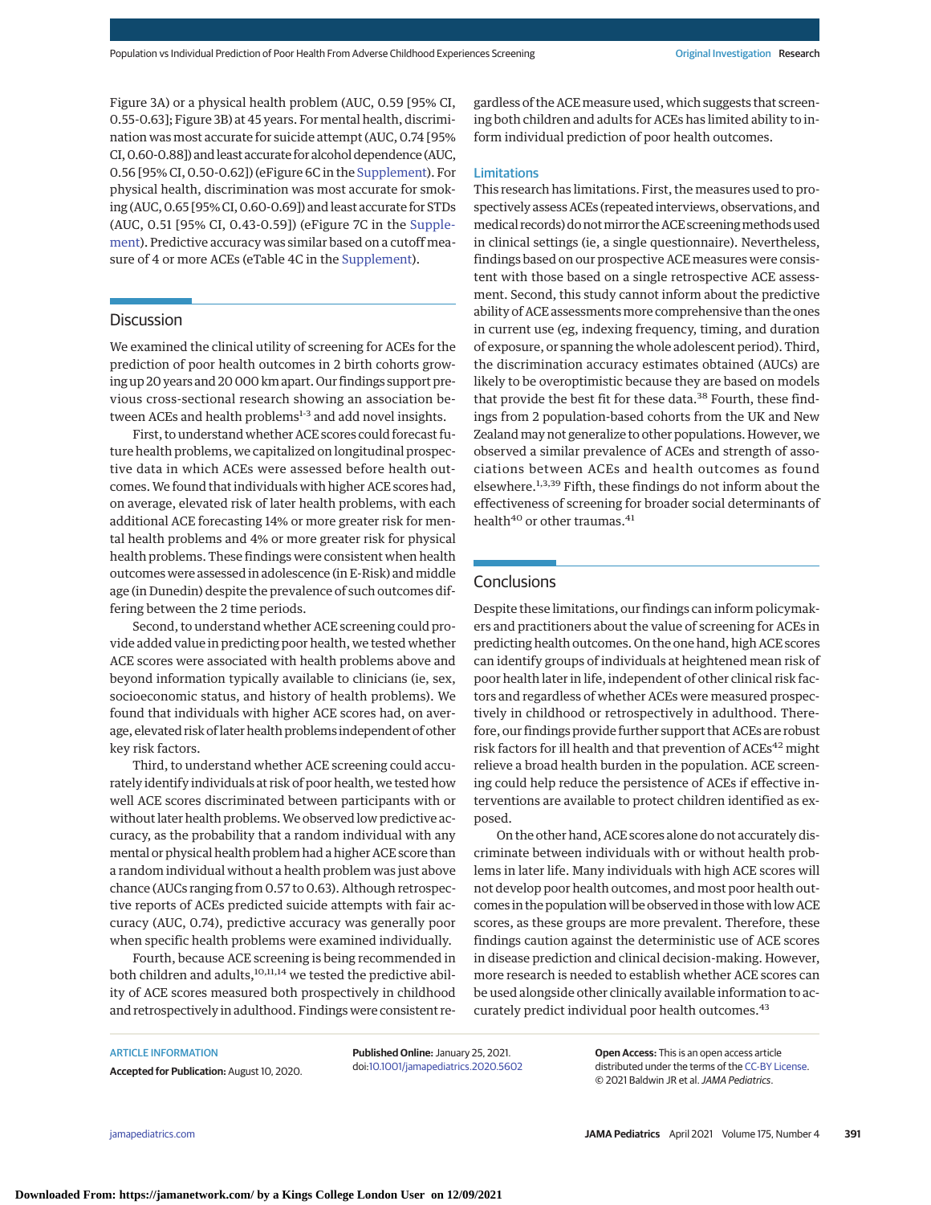Figure 3A) or a physical health problem (AUC, 0.59 [95% CI, 0.55-0.63]; Figure 3B) at 45 years. For mental health, discrimination was most accurate for suicide attempt (AUC, 0.74 [95% CI, 0.60-0.88]) and least accurate for alcohol dependence (AUC, 0.56 [95% CI, 0.50-0.62]) (eFigure 6C in the Supplement). For physical health, discrimination was most accurate for smoking (AUC, 0.65 [95% CI, 0.60-0.69]) and least accurate for STDs (AUC, 0.51 [95% CI, 0.43-0.59]) (eFigure 7C in the Supplement). Predictive accuracy was similar based on a cutoff measure of 4 or more ACEs (eTable 4C in the Supplement).

## Discussion

We examined the clinical utility of screening for ACEs for the prediction of poor health outcomes in 2 birth cohorts growing up 20 years and 20 000 km apart. Our findings support previous cross-sectional research showing an association between ACEs and health problems[1-3] and add novel insights.

First, to understand whether ACE scores could forecast future health problems, we capitalized on longitudinal prospective data in which ACEs were assessed before health outcomes. We found that individuals with higher ACE scores had, on average, elevated risk of later health problems, with each additional ACE forecasting 14% or more greater risk for mental health problems and 4% or more greater risk for physical health problems. These findings were consistent when health outcomes were assessed in adolescence (in E-Risk) and middle age (in Dunedin) despite the prevalence of such outcomes differing between the 2 time periods.

Second, to understand whether ACE screening could provide added value in predicting poor health, we tested whether ACE scores were associated with health problems above and beyond information typically available to clinicians (ie, sex, socioeconomic status, and history of health problems). We found that individuals with higher ACE scores had, on average, elevated risk of later health problems independent of other key risk factors.

Third, to understand whether ACE screening could accurately identify individuals at risk of poor health, we tested how well ACE scores discriminated between participants with or without later health problems. We observed low predictive accuracy, as the probability that a random individual with any mental or physical health problem had a higher ACE score than a random individual without a health problem was just above chance (AUCs ranging from 0.57 to 0.63). Although retrospective reports of ACEs predicted suicide attempts with fair accuracy (AUC, 0.74), predictive accuracy was generally poor when specific health problems were examined individually.

Fourth, because ACE screening is being recommended in both children and adults,[10,11,14] we tested the predictive ability of ACE scores measured both prospectively in childhood and retrospectively in adulthood. Findings were consistent regardless of the ACE measure used, which suggests that screening both children and adults for ACEs has limited ability to inform individual prediction of poor health outcomes.

### Limitations

This research has limitations. First, the measures used to prospectively assess ACEs (repeated interviews, observations, and medical records) do not mirror the ACE screening methods used in clinical settings (ie, a single questionnaire). Nevertheless, findings based on our prospective ACE measures were consistent with those based on a single retrospective ACE assessment. Second, this study cannot inform about the predictive ability of ACE assessments more comprehensive than the ones in current use (eg, indexing frequency, timing, and duration of exposure, or spanning the whole adolescent period). Third, the discrimination accuracy estimates obtained (AUCs) are likely to be overoptimistic because they are based on models that provide the best fit for these data.[38] Fourth, these findings from 2 population-based cohorts from the UK and New Zealand may not generalize to other populations. However, we observed a similar prevalence of ACEs and strength of associations between ACEs and health outcomes as found elsewhere.[1,3,39] Fifth, these findings do not inform about the effectiveness of screening for broader social determinants of health[40] or other traumas.[41]

## Conclusions

Despite these limitations, our findings can inform policymakers and practitioners about the value of screening for ACEs in predicting health outcomes. On the one hand, high ACE scores can identify groups of individuals at heightened mean risk of poor health later in life, independent of other clinical risk factors and regardless of whether ACEs were measured prospectively in childhood or retrospectively in adulthood. Therefore, our findings provide further support that ACEs are robust risk factors for ill health and that prevention of ACEs[42] might relieve a broad health burden in the population. ACE screening could help reduce the persistence of ACEs if effective interventions are available to protect children identified as exposed.

On the other hand, ACE scores alone do not accurately discriminate between individuals with or without health problems in later life. Many individuals with high ACE scores will not develop poor health outcomes, and most poor health outcomes in the population will be observed in those with low ACE scores, as these groups are more prevalent. Therefore, these findings caution against the deterministic use of ACE scores in disease prediction and clinical decision-making. However, more research is needed to establish whether ACE scores can be used alongside other clinically available information to accurately predict individual poor health outcomes.[43]

ARTICLE INFORMATION

**Accepted for Publication:** August 10, 2020.

**Published Online:** January 25, 2021. doi:10.1001/jamapediatrics.2020.5602

**Open Access:** This is an open access article distributed under the terms of the CC-BY License. © 2021 Baldwin JR et al. *JAMA Pediatrics*.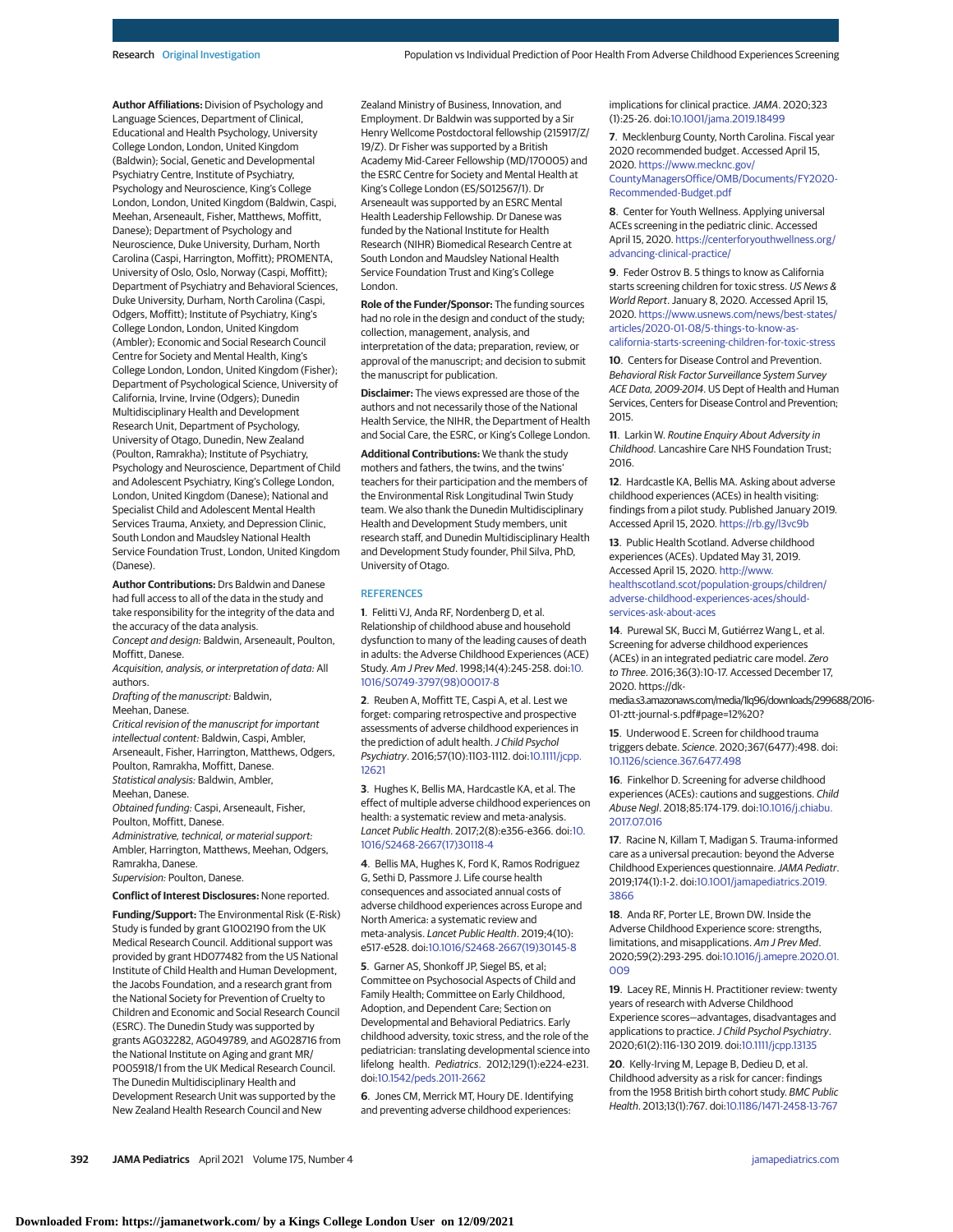**Author Affiliations:** Division of Psychology and Language Sciences, Department of Clinical, Educational and Health Psychology, University College London, London, United Kingdom (Baldwin); Social, Genetic and Developmental Psychiatry Centre, Institute of Psychiatry, Psychology and Neuroscience, King's College London, London, United Kingdom (Baldwin, Caspi, Meehan, Arseneault, Fisher, Matthews, Moffitt, Danese); Department of Psychology and Neuroscience, Duke University, Durham, North Carolina (Caspi, Harrington, Moffitt); PROMENTA, University of Oslo, Oslo, Norway (Caspi, Moffitt); Department of Psychiatry and Behavioral Sciences, Duke University, Durham, North Carolina (Caspi, Odgers, Moffitt); Institute of Psychiatry, King's College London, London, United Kingdom (Ambler); Economic and Social Research Council Centre for Society and Mental Health, King's College London, London, United Kingdom (Fisher); Department of Psychological Science, University of California, Irvine, Irvine (Odgers); Dunedin Multidisciplinary Health and Development Research Unit, Department of Psychology, University of Otago, Dunedin, New Zealand (Poulton, Ramrakha); Institute of Psychiatry, Psychology and Neuroscience, Department of Child and Adolescent Psychiatry, King's College London, London, United Kingdom (Danese); National and Specialist Child and Adolescent Mental Health Services Trauma, Anxiety, and Depression Clinic, South London and Maudsley National Health Service Foundation Trust, London, United Kingdom (Danese).

**Author Contributions:** Drs Baldwin and Danese had full access to all of the data in the study and take responsibility for the integrity of the data and the accuracy of the data analysis.
*Concept and design:* Baldwin, Arseneault, Poulton, Moffitt, Danese.
*Acquisition, analysis, or interpretation of data:* All authors.
*Drafting of the manuscript:* Baldwin, Meehan, Danese.
*Critical revision of the manuscript for important intellectual content:* Baldwin, Caspi, Ambler, Arseneault, Fisher, Harrington, Matthews, Odgers, Poulton, Ramrakha, Moffitt, Danese.
*Statistical analysis:* Baldwin, Ambler, Meehan, Danese.
*Obtained funding:* Caspi, Arseneault, Fisher, Poulton, Moffitt, Danese.
*Administrative, technical, or material support:* Ambler, Harrington, Matthews, Meehan, Odgers, Ramrakha, Danese.
*Supervision:* Poulton, Danese.

**Conflict of Interest Disclosures:** None reported.

**Funding/Support:** The Environmental Risk (E-Risk) Study is funded by grant G1002190 from the UK Medical Research Council. Additional support was provided by grant HD077482 from the US National Institute of Child Health and Human Development, the Jacobs Foundation, and a research grant from the National Society for Prevention of Cruelty to Children and Economic and Social Research Council (ESRC). The Dunedin Study was supported by grants AG032282, AG049789, and AG028716 from the National Institute on Aging and grant MR/P005918/1 from the UK Medical Research Council. The Dunedin Multidisciplinary Health and Development Research Unit was supported by the New Zealand Health Research Council and New Zealand Ministry of Business, Innovation, and Employment. Dr Baldwin was supported by a Sir Henry Wellcome Postdoctoral fellowship (215917/Z/19/Z). Dr Fisher was supported by a British Academy Mid-Career Fellowship (MD/170005) and the ESRC Centre for Society and Mental Health at King's College London (ES/S012567/1). Dr Arseneault was supported by an ESRC Mental Health Leadership Fellowship. Dr Danese was funded by the National Institute for Health Research (NIHR) Biomedical Research Centre at South London and Maudsley National Health Service Foundation Trust and King's College London.

**Role of the Funder/Sponsor:** The funding sources had no role in the design and conduct of the study; collection, management, analysis, and interpretation of the data; preparation, review, or approval of the manuscript; and decision to submit the manuscript for publication.

**Disclaimer:** The views expressed are those of the authors and not necessarily those of the National Health Service, the NIHR, the Department of Health and Social Care, the ESRC, or King's College London.

**Additional Contributions:** We thank the study mothers and fathers, the twins, and the twins' teachers for their participation and the members of the Environmental Risk Longitudinal Twin Study team. We also thank the Dunedin Multidisciplinary Health and Development Study members, unit research staff, and Dunedin Multidisciplinary Health and Development Study founder, Phil Silva, PhD, University of Otago.

## REFERENCES

1. Felitti VJ, Anda RF, Nordenberg D, et al. Relationship of childhood abuse and household dysfunction to many of the leading causes of death in adults: the Adverse Childhood Experiences (ACE) Study. *Am J Prev Med*. 1998;14(4):245-258. doi:10.1016/S0749-3797(98)00017-8

2. Reuben A, Moffitt TE, Caspi A, et al. Lest we forget: comparing retrospective and prospective assessments of adverse childhood experiences in the prediction of adult health. *J Child Psychol Psychiatry*. 2016;57(10):1103-1112. doi:10.1111/jcpp.12621

3. Hughes K, Bellis MA, Hardcastle KA, et al. The effect of multiple adverse childhood experiences on health: a systematic review and meta-analysis. *Lancet Public Health*. 2017;2(8):e356-e366. doi:10.1016/S2468-2667(17)30118-4

4. Bellis MA, Hughes K, Ford K, Ramos Rodriguez G, Sethi D, Passmore J. Life course health consequences and associated annual costs of adverse childhood experiences across Europe and North America: a systematic review and meta-analysis. *Lancet Public Health*. 2019;4(10):e517-e528. doi:10.1016/S2468-2667(19)30145-8

5. Garner AS, Shonkoff JP, Siegel BS, et al; Committee on Psychosocial Aspects of Child and Family Health; Committee on Early Childhood, Adoption, and Dependent Care; Section on Developmental and Behavioral Pediatrics. Early childhood adversity, toxic stress, and the role of the pediatrician: translating developmental science into lifelong health. *Pediatrics*. 2012;129(1):e224-e231. doi:10.1542/peds.2011-2662

6. Jones CM, Merrick MT, Houry DE. Identifying and preventing adverse childhood experiences: implications for clinical practice. *JAMA*. 2020;323(1):25-26. doi:10.1001/jama.2019.18499

7. Mecklenburg County, North Carolina. Fiscal year 2020 recommended budget. Accessed April 15, 2020. https://www.mecknc.gov/CountyManagersOffice/OMB/Documents/FY2020-Recommended-Budget.pdf

8. Center for Youth Wellness. Applying universal ACEs screening in the pediatric clinic. Accessed April 15, 2020. https://centerforyouthwellness.org/advancing-clinical-practice/

9. Feder Ostrov B. 5 things to know as California starts screening children for toxic stress. *US News & World Report*. January 8, 2020. Accessed April 15, 2020. https://www.usnews.com/news/best-states/articles/2020-01-08/5-things-to-know-as-california-starts-screening-children-for-toxic-stress

10. Centers for Disease Control and Prevention. *Behavioral Risk Factor Surveillance System Survey ACE Data, 2009-2014*. US Dept of Health and Human Services, Centers for Disease Control and Prevention; 2015.

11. Larkin W. *Routine Enquiry About Adversity in Childhood*. Lancashire Care NHS Foundation Trust; 2016.

12. Hardcastle KA, Bellis MA. Asking about adverse childhood experiences (ACEs) in health visiting: findings from a pilot study. Published January 2019. Accessed April 15, 2020. https://rb.gy/l3vc9b

13. Public Health Scotland. Adverse childhood experiences (ACEs). Updated May 31, 2019. Accessed April 15, 2020. http://www.healthscotland.scot/population-groups/children/adverse-childhood-experiences-aces/should-services-ask-about-aces

14. Purewal SK, Bucci M, Gutiérrez Wang L, et al. Screening for adverse childhood experiences (ACEs) in an integrated pediatric care model. *Zero to Three*. 2016;36(3):10-17. Accessed December 17, 2020. https://dk-media.s3.amazonaws.com/media/1lq96/downloads/299688/2016-01-ztt-journal-s.pdf#page=12%20?

15. Underwood E. Screen for childhood trauma triggers debate. *Science*. 2020;367(6477):498. doi:10.1126/science.367.6477.498

16. Finkelhor D. Screening for adverse childhood experiences (ACEs): cautions and suggestions. *Child Abuse Negl*. 2018;85:174-179. doi:10.1016/j.chiabu.2017.07.016

17. Racine N, Killam T, Madigan S. Trauma-informed care as a universal precaution: beyond the Adverse Childhood Experiences questionnaire. *JAMA Pediatr*. 2019;174(1):1-2. doi:10.1001/jamapediatrics.2019.3866

18. Anda RF, Porter LE, Brown DW. Inside the Adverse Childhood Experience score: strengths, limitations, and misapplications. *Am J Prev Med*. 2020;59(2):293-295. doi:10.1016/j.amepre.2020.01.009

19. Lacey RE, Minnis H. Practitioner review: twenty years of research with Adverse Childhood Experience scores—advantages, disadvantages and applications to practice. *J Child Psychol Psychiatry*. 2020;61(2):116-130 2019. doi:10.1111/jcpp.13135

20. Kelly-Irving M, Lepage B, Dedieu D, et al. Childhood adversity as a risk for cancer: findings from the 1958 British birth cohort study. *BMC Public Health*. 2013;13(1):767. doi:10.1186/1471-2458-13-767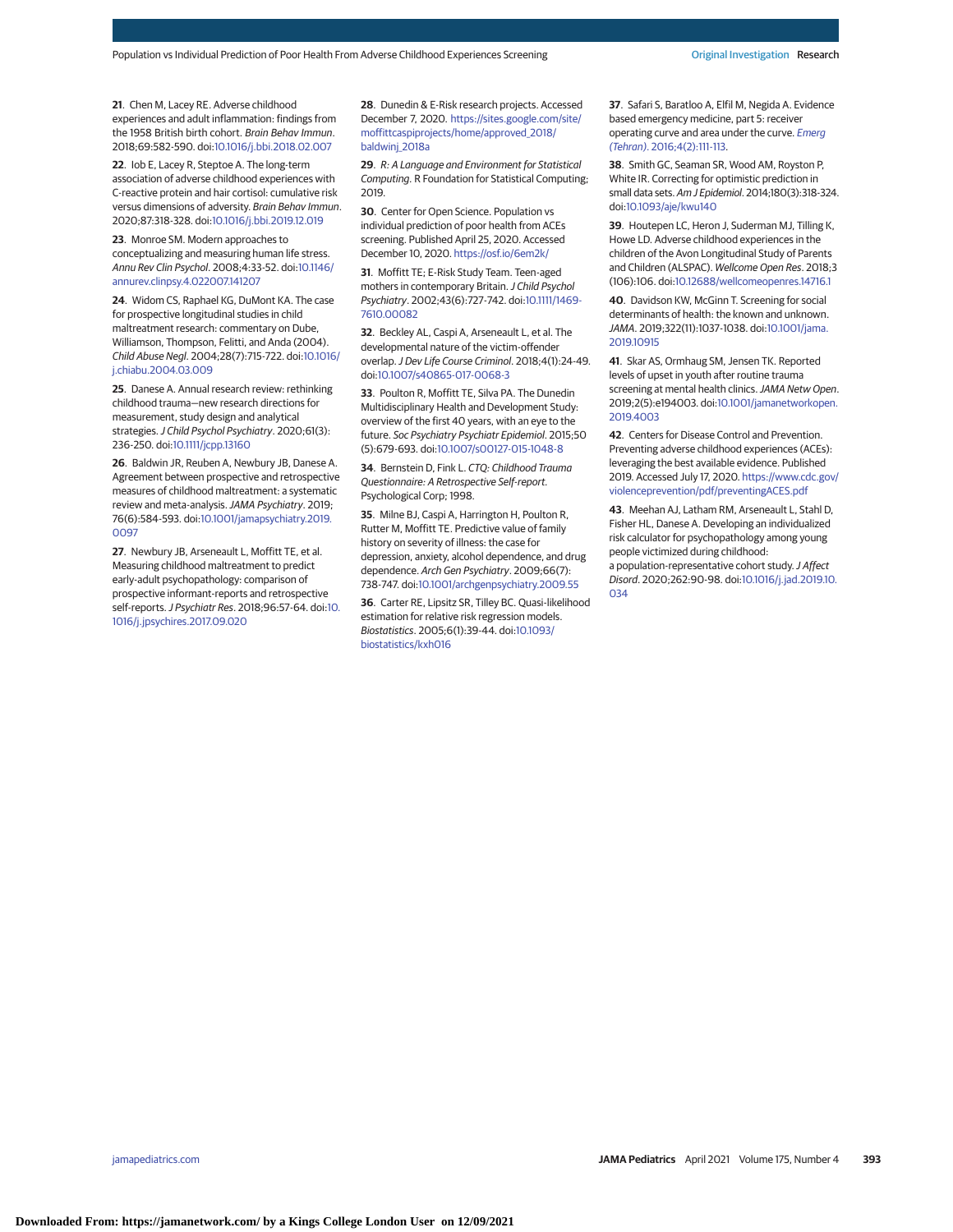21. Chen M, Lacey RE. Adverse childhood experiences and adult inflammation: findings from the 1958 British birth cohort. *Brain Behav Immun*. 2018;69:582-590. doi:10.1016/j.bbi.2018.02.007

22. Iob E, Lacey R, Steptoe A. The long-term association of adverse childhood experiences with C-reactive protein and hair cortisol: cumulative risk versus dimensions of adversity. *Brain Behav Immun*. 2020;87:318-328. doi:10.1016/j.bbi.2019.12.019

23. Monroe SM. Modern approaches to conceptualizing and measuring human life stress. *Annu Rev Clin Psychol*. 2008;4:33-52. doi:10.1146/annurev.clinpsy.4.022007.141207

24. Widom CS, Raphael KG, DuMont KA. The case for prospective longitudinal studies in child maltreatment research: commentary on Dube, Williamson, Thompson, Felitti, and Anda (2004). *Child Abuse Negl*. 2004;28(7):715-722. doi:10.1016/j.chiabu.2004.03.009

25. Danese A. Annual research review: rethinking childhood trauma—new research directions for measurement, study design and analytical strategies. *J Child Psychol Psychiatry*. 2020;61(3):236-250. doi:10.1111/jcpp.13160

26. Baldwin JR, Reuben A, Newbury JB, Danese A. Agreement between prospective and retrospective measures of childhood maltreatment: a systematic review and meta-analysis. *JAMA Psychiatry*. 2019;76(6):584-593. doi:10.1001/jamapsychiatry.2019.0097

27. Newbury JB, Arseneault L, Moffitt TE, et al. Measuring childhood maltreatment to predict early-adult psychopathology: comparison of prospective informant-reports and retrospective self-reports. *J Psychiatr Res*. 2018;96:57-64. doi:10.1016/j.jpsychires.2017.09.020

28. Dunedin & E-Risk research projects. Accessed December 7, 2020. https://sites.google.com/site/moffittcaspiprojects/home/approved_2018/baldwinj_2018a

29. *R: A Language and Environment for Statistical Computing*. R Foundation for Statistical Computing; 2019.

30. Center for Open Science. Population vs individual prediction of poor health from ACEs screening. Published April 25, 2020. Accessed December 10, 2020. https://osf.io/6em2k/

31. Moffitt TE; E-Risk Study Team. Teen-aged mothers in contemporary Britain. *J Child Psychol Psychiatry*. 2002;43(6):727-742. doi:10.1111/1469-7610.00082

32. Beckley AL, Caspi A, Arseneault L, et al. The developmental nature of the victim-offender overlap. *J Dev Life Course Criminol*. 2018;4(1):24-49. doi:10.1007/s40865-017-0068-3

33. Poulton R, Moffitt TE, Silva PA. The Dunedin Multidisciplinary Health and Development Study: overview of the first 40 years, with an eye to the future. *Soc Psychiatry Psychiatr Epidemiol*. 2015;50(5):679-693. doi:10.1007/s00127-015-1048-8

34. Bernstein D, Fink L. *CTQ: Childhood Trauma Questionnaire: A Retrospective Self-report*. Psychological Corp; 1998.

35. Milne BJ, Caspi A, Harrington H, Poulton R, Rutter M, Moffitt TE. Predictive value of family history on severity of illness: the case for depression, anxiety, alcohol dependence, and drug dependence. *Arch Gen Psychiatry*. 2009;66(7):738-747. doi:10.1001/archgenpsychiatry.2009.55

36. Carter RE, Lipsitz SR, Tilley BC. Quasi-likelihood estimation for relative risk regression models. *Biostatistics*. 2005;6(1):39-44. doi:10.1093/biostatistics/kxh016

37. Safari S, Baratloo A, Elfil M, Negida A. Evidence based emergency medicine, part 5: receiver operating curve and area under the curve. *Emerg (Tehran)*. 2016;4(2):111-113.

38. Smith GC, Seaman SR, Wood AM, Royston P, White IR. Correcting for optimistic prediction in small data sets. *Am J Epidemiol*. 2014;180(3):318-324. doi:10.1093/aje/kwu140

39. Houtepen LC, Heron J, Suderman MJ, Tilling K, Howe LD. Adverse childhood experiences in the children of the Avon Longitudinal Study of Parents and Children (ALSPAC). *Wellcome Open Res*. 2018;3(106):106. doi:10.12688/wellcomeopenres.14716.1

40. Davidson KW, McGinn T. Screening for social determinants of health: the known and unknown. *JAMA*. 2019;322(11):1037-1038. doi:10.1001/jama.2019.10915

41. Skar AS, Ormhaug SM, Jensen TK. Reported levels of upset in youth after routine trauma screening at mental health clinics. *JAMA Netw Open*. 2019;2(5):e194003. doi:10.1001/jamanetworkopen.2019.4003

42. Centers for Disease Control and Prevention. Preventing adverse childhood experiences (ACEs): leveraging the best available evidence. Published 2019. Accessed July 17, 2020. https://www.cdc.gov/violenceprevention/pdf/preventingACES.pdf

43. Meehan AJ, Latham RM, Arseneault L, Stahl D, Fisher HL, Danese A. Developing an individualized risk calculator for psychopathology among young people victimized during childhood: a population-representative cohort study. *J Affect Disord*. 2020;262:90-98. doi:10.1016/j.jad.2019.10.034